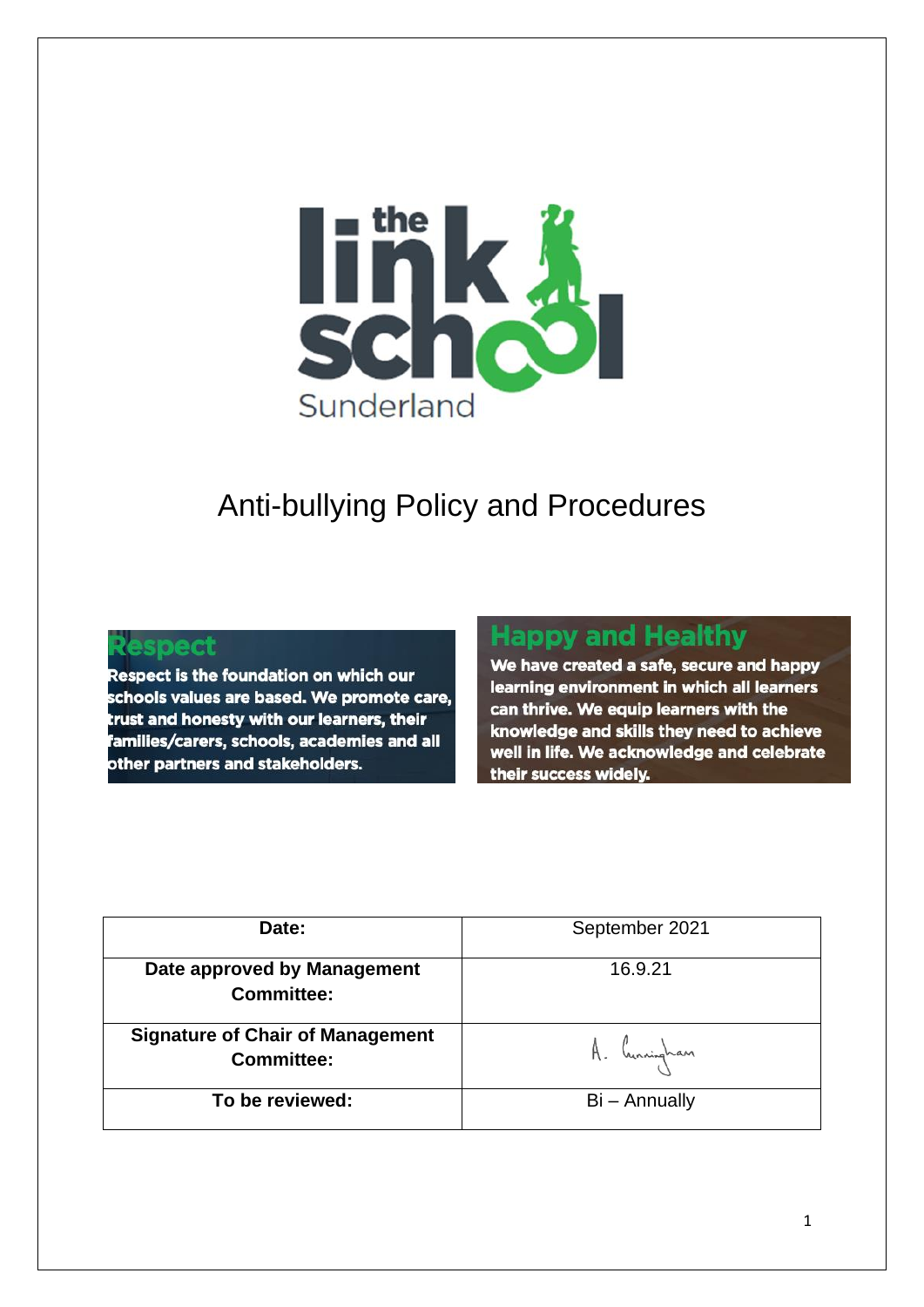# Anti-bullying Policy and Procedures

## Respect

Respect is the foundation on which our schools values are based. We promote care, trust and honesty with our learners, their families/carers, schools, academies and all other partners and stakeholders.

## Happy and Healthy

We have created a safe, secure and happy learning environment in which all learners can thrive. We equip learners with the knowledge and skills they need to achieve well in life. We acknowledge and celebrate their success widely.

| | |
|---|---|
| **Date:** | September 2021 |
| **Date approved by Management Committee:** | 16.9.21 |
| **Signature of Chair of Management Committee:** | A. Cunningham |
| **To be reviewed:** | Bi – Annually |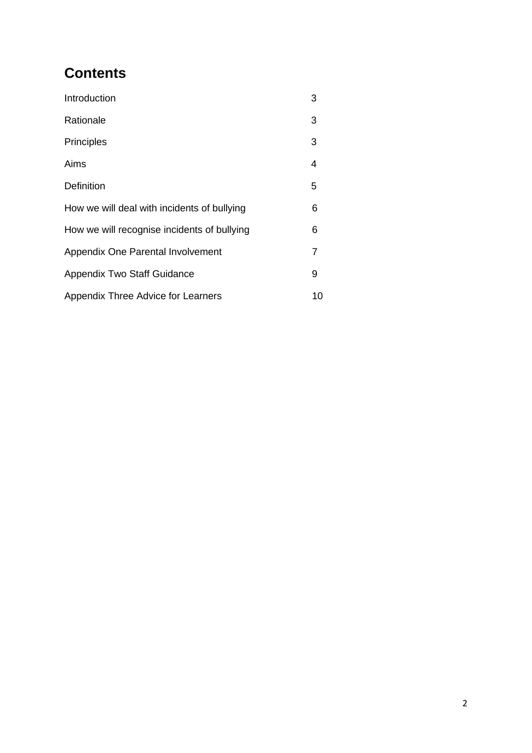## Contents

| | |
|---|---|
| Introduction | 3 |
| Rationale | 3 |
| Principles | 3 |
| Aims | 4 |
| Definition | 5 |
| How we will deal with incidents of bullying | 6 |
| How we will recognise incidents of bullying | 6 |
| Appendix One Parental Involvement | 7 |
| Appendix Two Staff Guidance | 9 |
| Appendix Three Advice for Learners | 10 |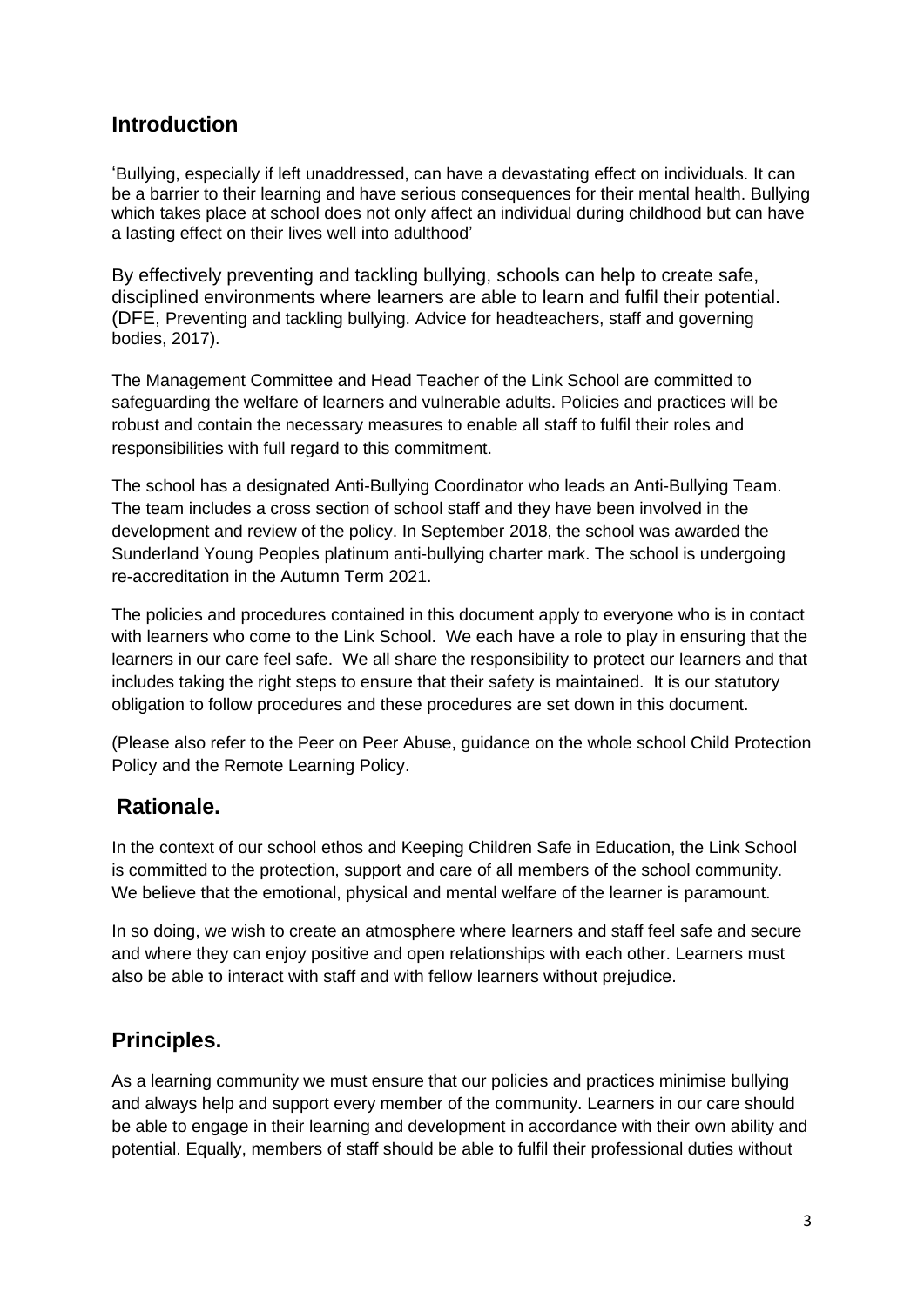## Introduction

'Bullying, especially if left unaddressed, can have a devastating effect on individuals. It can be a barrier to their learning and have serious consequences for their mental health. Bullying which takes place at school does not only affect an individual during childhood but can have a lasting effect on their lives well into adulthood'

By effectively preventing and tackling bullying, schools can help to create safe, disciplined environments where learners are able to learn and fulfil their potential. (DFE, Preventing and tackling bullying. Advice for headteachers, staff and governing bodies, 2017).

The Management Committee and Head Teacher of the Link School are committed to safeguarding the welfare of learners and vulnerable adults. Policies and practices will be robust and contain the necessary measures to enable all staff to fulfil their roles and responsibilities with full regard to this commitment.

The school has a designated Anti-Bullying Coordinator who leads an Anti-Bullying Team. The team includes a cross section of school staff and they have been involved in the development and review of the policy. In September 2018, the school was awarded the Sunderland Young Peoples platinum anti-bullying charter mark. The school is undergoing re-accreditation in the Autumn Term 2021.

The policies and procedures contained in this document apply to everyone who is in contact with learners who come to the Link School. We each have a role to play in ensuring that the learners in our care feel safe. We all share the responsibility to protect our learners and that includes taking the right steps to ensure that their safety is maintained. It is our statutory obligation to follow procedures and these procedures are set down in this document.

(Please also refer to the Peer on Peer Abuse, guidance on the whole school Child Protection Policy and the Remote Learning Policy.

## Rationale.

In the context of our school ethos and Keeping Children Safe in Education, the Link School is committed to the protection, support and care of all members of the school community. We believe that the emotional, physical and mental welfare of the learner is paramount.

In so doing, we wish to create an atmosphere where learners and staff feel safe and secure and where they can enjoy positive and open relationships with each other. Learners must also be able to interact with staff and with fellow learners without prejudice.

## Principles.

As a learning community we must ensure that our policies and practices minimise bullying and always help and support every member of the community. Learners in our care should be able to engage in their learning and development in accordance with their own ability and potential. Equally, members of staff should be able to fulfil their professional duties without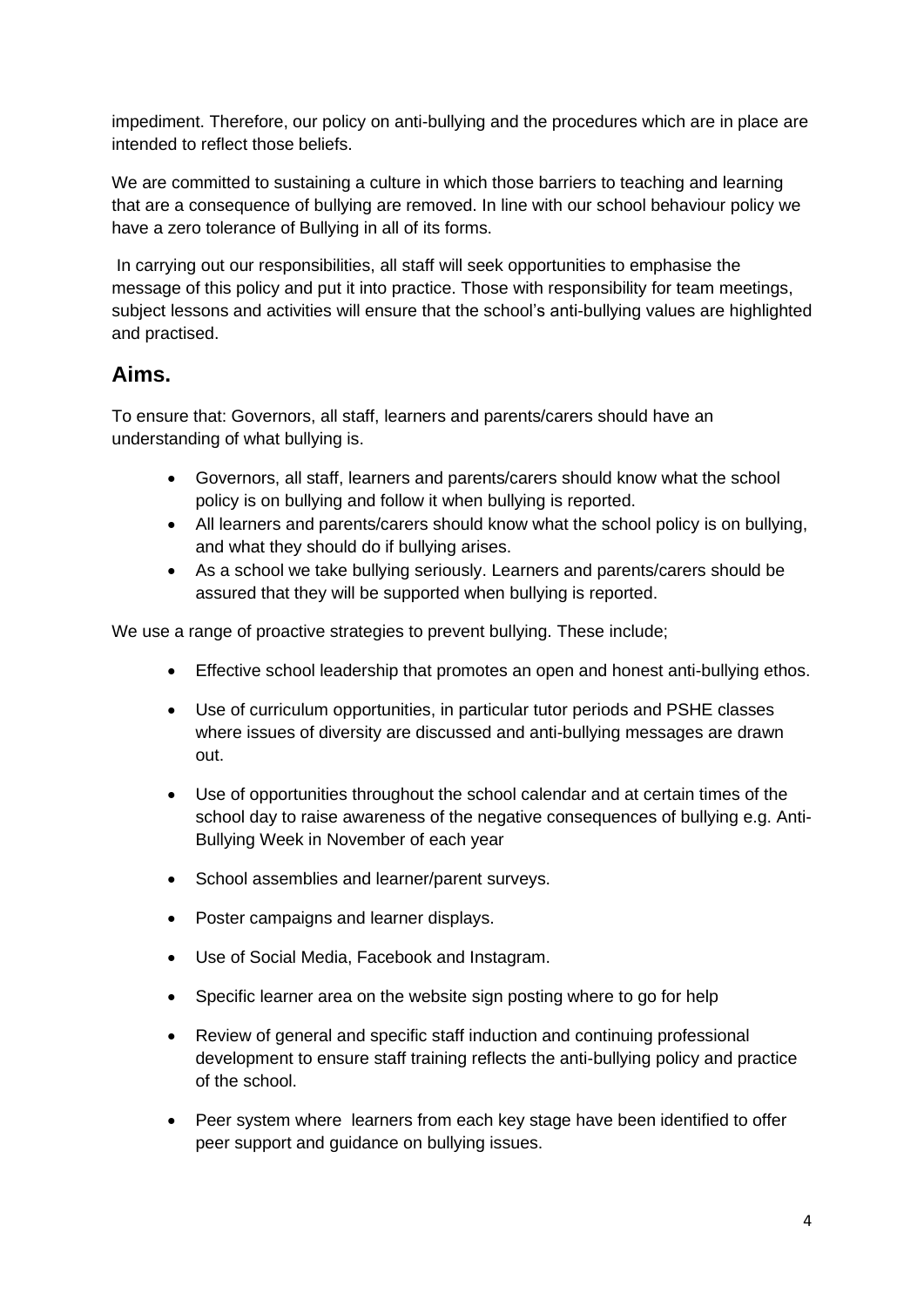impediment. Therefore, our policy on anti-bullying and the procedures which are in place are intended to reflect those beliefs.

We are committed to sustaining a culture in which those barriers to teaching and learning that are a consequence of bullying are removed. In line with our school behaviour policy we have a zero tolerance of Bullying in all of its forms.

In carrying out our responsibilities, all staff will seek opportunities to emphasise the message of this policy and put it into practice. Those with responsibility for team meetings, subject lessons and activities will ensure that the school's anti-bullying values are highlighted and practised.

## Aims.

To ensure that: Governors, all staff, learners and parents/carers should have an understanding of what bullying is.

- Governors, all staff, learners and parents/carers should know what the school policy is on bullying and follow it when bullying is reported.
- All learners and parents/carers should know what the school policy is on bullying, and what they should do if bullying arises.
- As a school we take bullying seriously. Learners and parents/carers should be assured that they will be supported when bullying is reported.

We use a range of proactive strategies to prevent bullying. These include;

- Effective school leadership that promotes an open and honest anti-bullying ethos.
- Use of curriculum opportunities, in particular tutor periods and PSHE classes where issues of diversity are discussed and anti-bullying messages are drawn out.
- Use of opportunities throughout the school calendar and at certain times of the school day to raise awareness of the negative consequences of bullying e.g. Anti-Bullying Week in November of each year
- School assemblies and learner/parent surveys.
- Poster campaigns and learner displays.
- Use of Social Media, Facebook and Instagram.
- Specific learner area on the website sign posting where to go for help
- Review of general and specific staff induction and continuing professional development to ensure staff training reflects the anti-bullying policy and practice of the school.
- Peer system where learners from each key stage have been identified to offer peer support and guidance on bullying issues.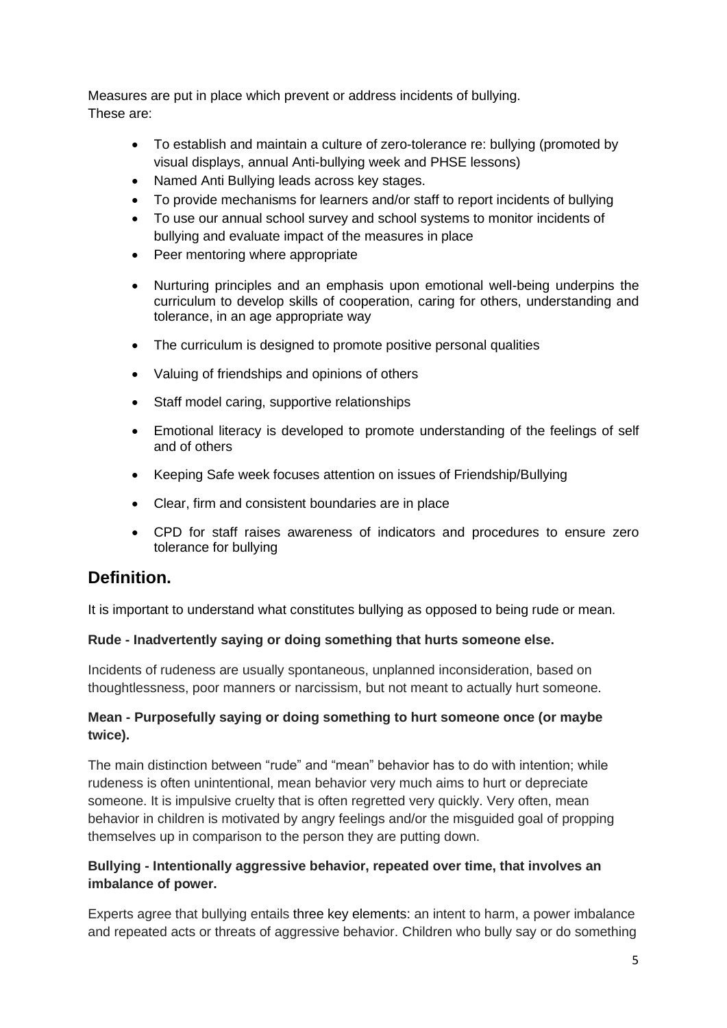Measures are put in place which prevent or address incidents of bullying.
These are:

- To establish and maintain a culture of zero-tolerance re: bullying (promoted by visual displays, annual Anti-bullying week and PHSE lessons)
- Named Anti Bullying leads across key stages.
- To provide mechanisms for learners and/or staff to report incidents of bullying
- To use our annual school survey and school systems to monitor incidents of bullying and evaluate impact of the measures in place
- Peer mentoring where appropriate
- Nurturing principles and an emphasis upon emotional well-being underpins the curriculum to develop skills of cooperation, caring for others, understanding and tolerance, in an age appropriate way
- The curriculum is designed to promote positive personal qualities
- Valuing of friendships and opinions of others
- Staff model caring, supportive relationships
- Emotional literacy is developed to promote understanding of the feelings of self and of others
- Keeping Safe week focuses attention on issues of Friendship/Bullying
- Clear, firm and consistent boundaries are in place
- CPD for staff raises awareness of indicators and procedures to ensure zero tolerance for bullying

## Definition.

It is important to understand what constitutes bullying as opposed to being rude or mean.

**Rude - Inadvertently saying or doing something that hurts someone else.**

Incidents of rudeness are usually spontaneous, unplanned inconsideration, based on thoughtlessness, poor manners or narcissism, but not meant to actually hurt someone.

**Mean - Purposefully saying or doing something to hurt someone once (or maybe twice).**

The main distinction between "rude" and "mean" behavior has to do with intention; while rudeness is often unintentional, mean behavior very much aims to hurt or depreciate someone. It is impulsive cruelty that is often regretted very quickly. Very often, mean behavior in children is motivated by angry feelings and/or the misguided goal of propping themselves up in comparison to the person they are putting down.

**Bullying - Intentionally aggressive behavior, repeated over time, that involves an imbalance of power.**

Experts agree that bullying entails three key elements: an intent to harm, a power imbalance and repeated acts or threats of aggressive behavior. Children who bully say or do something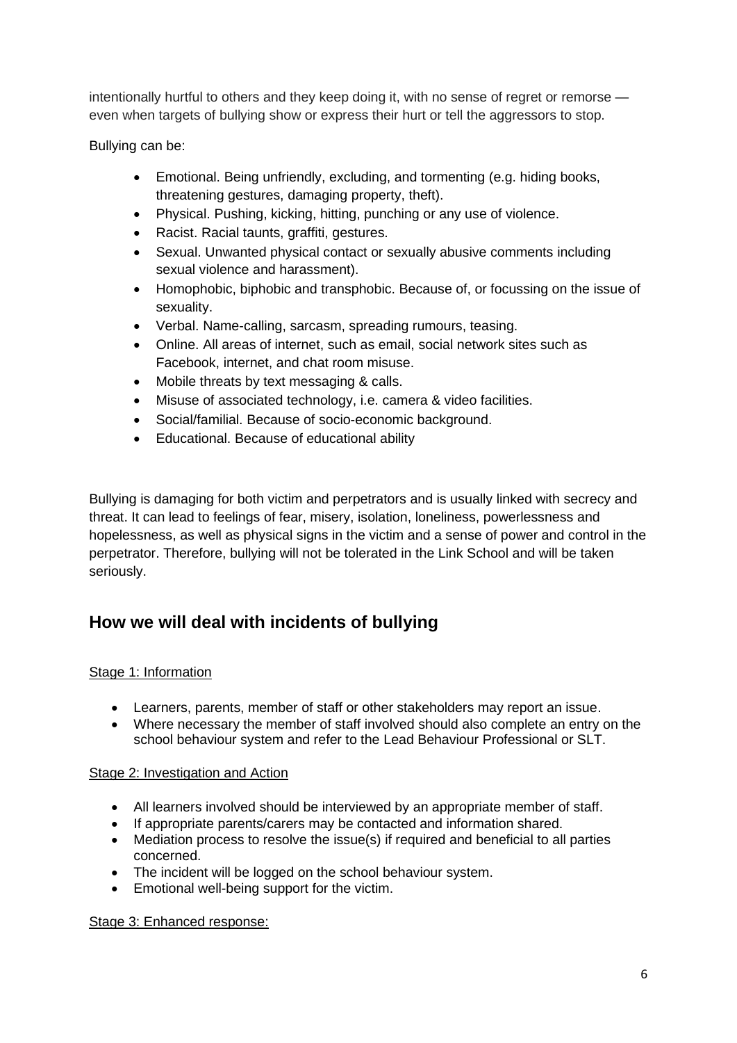intentionally hurtful to others and they keep doing it, with no sense of regret or remorse — even when targets of bullying show or express their hurt or tell the aggressors to stop.

Bullying can be:

- Emotional. Being unfriendly, excluding, and tormenting (e.g. hiding books, threatening gestures, damaging property, theft).
- Physical. Pushing, kicking, hitting, punching or any use of violence.
- Racist. Racial taunts, graffiti, gestures.
- Sexual. Unwanted physical contact or sexually abusive comments including sexual violence and harassment).
- Homophobic, biphobic and transphobic. Because of, or focussing on the issue of sexuality.
- Verbal. Name-calling, sarcasm, spreading rumours, teasing.
- Online. All areas of internet, such as email, social network sites such as Facebook, internet, and chat room misuse.
- Mobile threats by text messaging & calls.
- Misuse of associated technology, i.e. camera & video facilities.
- Social/familial. Because of socio-economic background.
- Educational. Because of educational ability

Bullying is damaging for both victim and perpetrators and is usually linked with secrecy and threat. It can lead to feelings of fear, misery, isolation, loneliness, powerlessness and hopelessness, as well as physical signs in the victim and a sense of power and control in the perpetrator. Therefore, bullying will not be tolerated in the Link School and will be taken seriously.

## How we will deal with incidents of bullying

Stage 1: Information

- Learners, parents, member of staff or other stakeholders may report an issue.
- Where necessary the member of staff involved should also complete an entry on the school behaviour system and refer to the Lead Behaviour Professional or SLT.

Stage 2: Investigation and Action

- All learners involved should be interviewed by an appropriate member of staff.
- If appropriate parents/carers may be contacted and information shared.
- Mediation process to resolve the issue(s) if required and beneficial to all parties concerned.
- The incident will be logged on the school behaviour system.
- Emotional well-being support for the victim.

Stage 3: Enhanced response: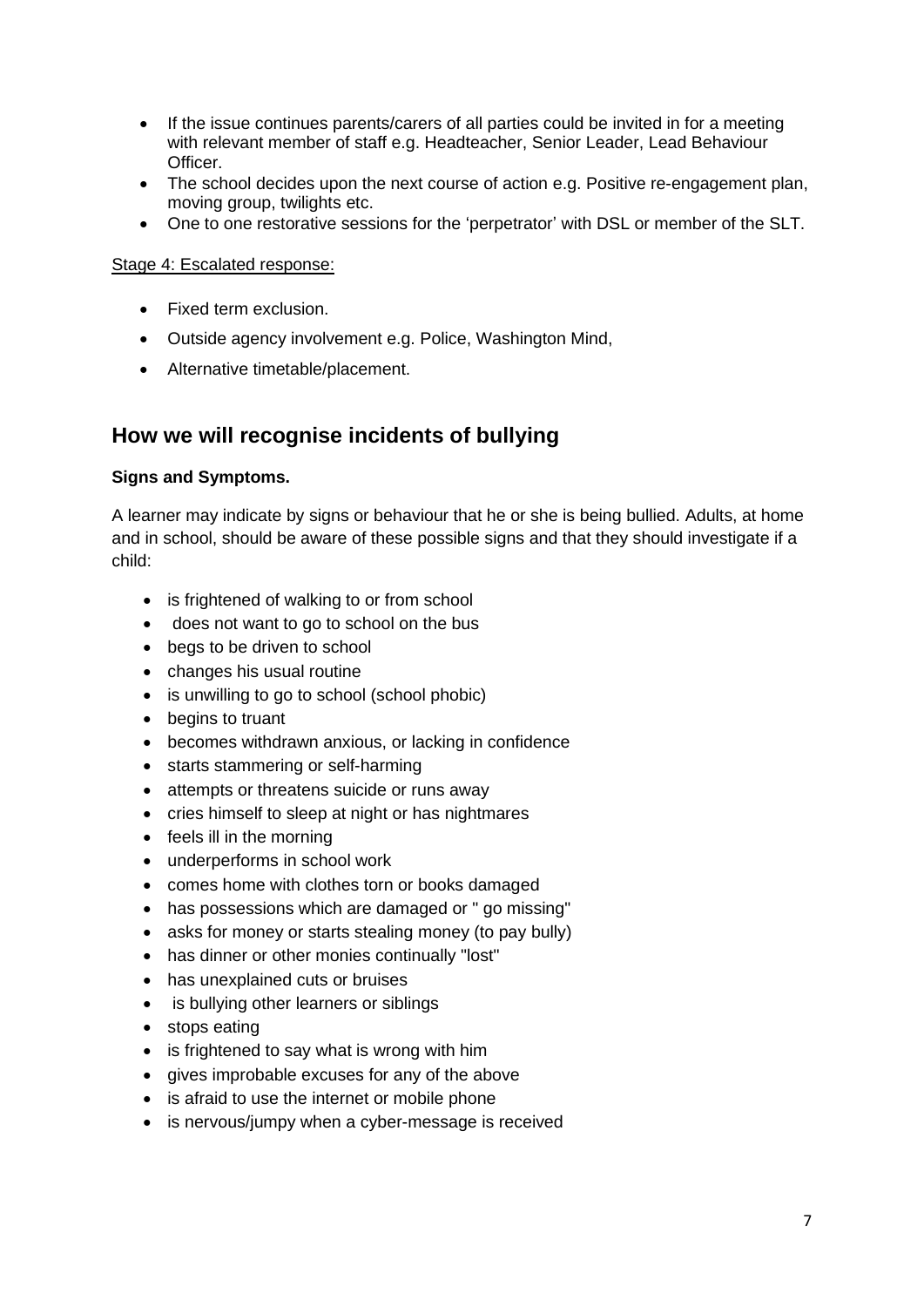- If the issue continues parents/carers of all parties could be invited in for a meeting with relevant member of staff e.g. Headteacher, Senior Leader, Lead Behaviour Officer.
- The school decides upon the next course of action e.g. Positive re-engagement plan, moving group, twilights etc.
- One to one restorative sessions for the 'perpetrator' with DSL or member of the SLT.

Stage 4: Escalated response:

- Fixed term exclusion.
- Outside agency involvement e.g. Police, Washington Mind,
- Alternative timetable/placement.

## How we will recognise incidents of bullying

**Signs and Symptoms.**

A learner may indicate by signs or behaviour that he or she is being bullied. Adults, at home and in school, should be aware of these possible signs and that they should investigate if a child:

- is frightened of walking to or from school
- does not want to go to school on the bus
- begs to be driven to school
- changes his usual routine
- is unwilling to go to school (school phobic)
- begins to truant
- becomes withdrawn anxious, or lacking in confidence
- starts stammering or self-harming
- attempts or threatens suicide or runs away
- cries himself to sleep at night or has nightmares
- feels ill in the morning
- underperforms in school work
- comes home with clothes torn or books damaged
- has possessions which are damaged or " go missing"
- asks for money or starts stealing money (to pay bully)
- has dinner or other monies continually "lost"
- has unexplained cuts or bruises
- is bullying other learners or siblings
- stops eating
- is frightened to say what is wrong with him
- gives improbable excuses for any of the above
- is afraid to use the internet or mobile phone
- is nervous/jumpy when a cyber-message is received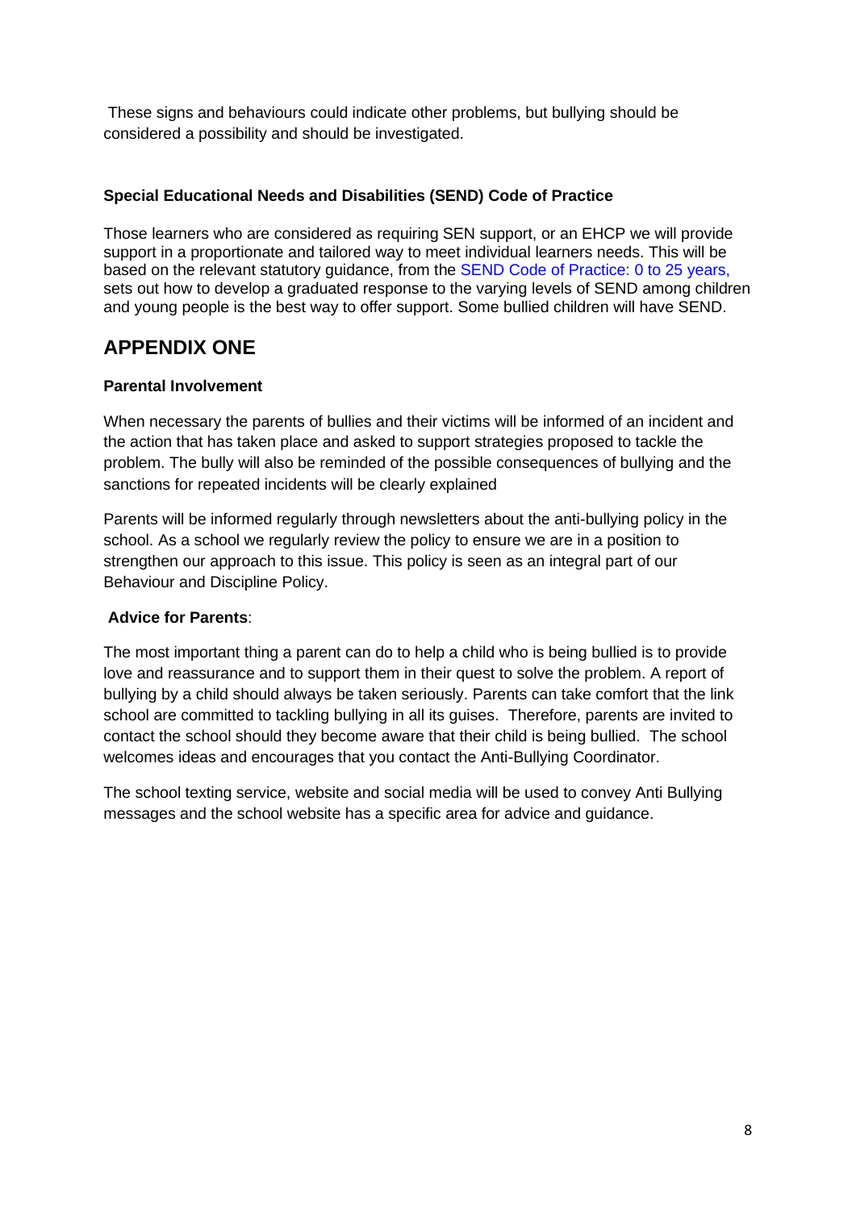These signs and behaviours could indicate other problems, but bullying should be considered a possibility and should be investigated.

**Special Educational Needs and Disabilities (SEND) Code of Practice**

Those learners who are considered as requiring SEN support, or an EHCP we will provide support in a proportionate and tailored way to meet individual learners needs. This will be based on the relevant statutory guidance, from the SEND Code of Practice: 0 to 25 years, sets out how to develop a graduated response to the varying levels of SEND among children and young people is the best way to offer support. Some bullied children will have SEND.

## APPENDIX ONE

**Parental Involvement**

When necessary the parents of bullies and their victims will be informed of an incident and the action that has taken place and asked to support strategies proposed to tackle the problem. The bully will also be reminded of the possible consequences of bullying and the sanctions for repeated incidents will be clearly explained

Parents will be informed regularly through newsletters about the anti-bullying policy in the school. As a school we regularly review the policy to ensure we are in a position to strengthen our approach to this issue. This policy is seen as an integral part of our Behaviour and Discipline Policy.

**Advice for Parents**:

The most important thing a parent can do to help a child who is being bullied is to provide love and reassurance and to support them in their quest to solve the problem. A report of bullying by a child should always be taken seriously. Parents can take comfort that the link school are committed to tackling bullying in all its guises. Therefore, parents are invited to contact the school should they become aware that their child is being bullied. The school welcomes ideas and encourages that you contact the Anti-Bullying Coordinator.

The school texting service, website and social media will be used to convey Anti Bullying messages and the school website has a specific area for advice and guidance.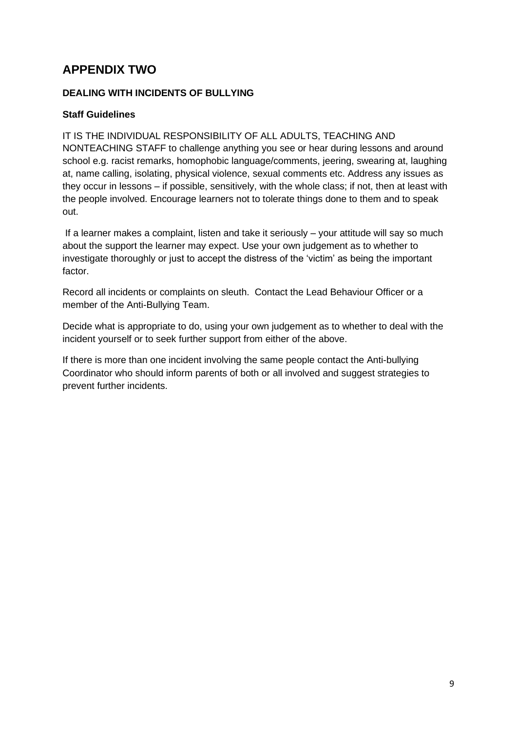## APPENDIX TWO

**DEALING WITH INCIDENTS OF BULLYING**

**Staff Guidelines**

IT IS THE INDIVIDUAL RESPONSIBILITY OF ALL ADULTS, TEACHING AND NONTEACHING STAFF to challenge anything you see or hear during lessons and around school e.g. racist remarks, homophobic language/comments, jeering, swearing at, laughing at, name calling, isolating, physical violence, sexual comments etc. Address any issues as they occur in lessons – if possible, sensitively, with the whole class; if not, then at least with the people involved. Encourage learners not to tolerate things done to them and to speak out.

If a learner makes a complaint, listen and take it seriously – your attitude will say so much about the support the learner may expect. Use your own judgement as to whether to investigate thoroughly or just to accept the distress of the 'victim' as being the important factor.

Record all incidents or complaints on sleuth. Contact the Lead Behaviour Officer or a member of the Anti-Bullying Team.

Decide what is appropriate to do, using your own judgement as to whether to deal with the incident yourself or to seek further support from either of the above.

If there is more than one incident involving the same people contact the Anti-bullying Coordinator who should inform parents of both or all involved and suggest strategies to prevent further incidents.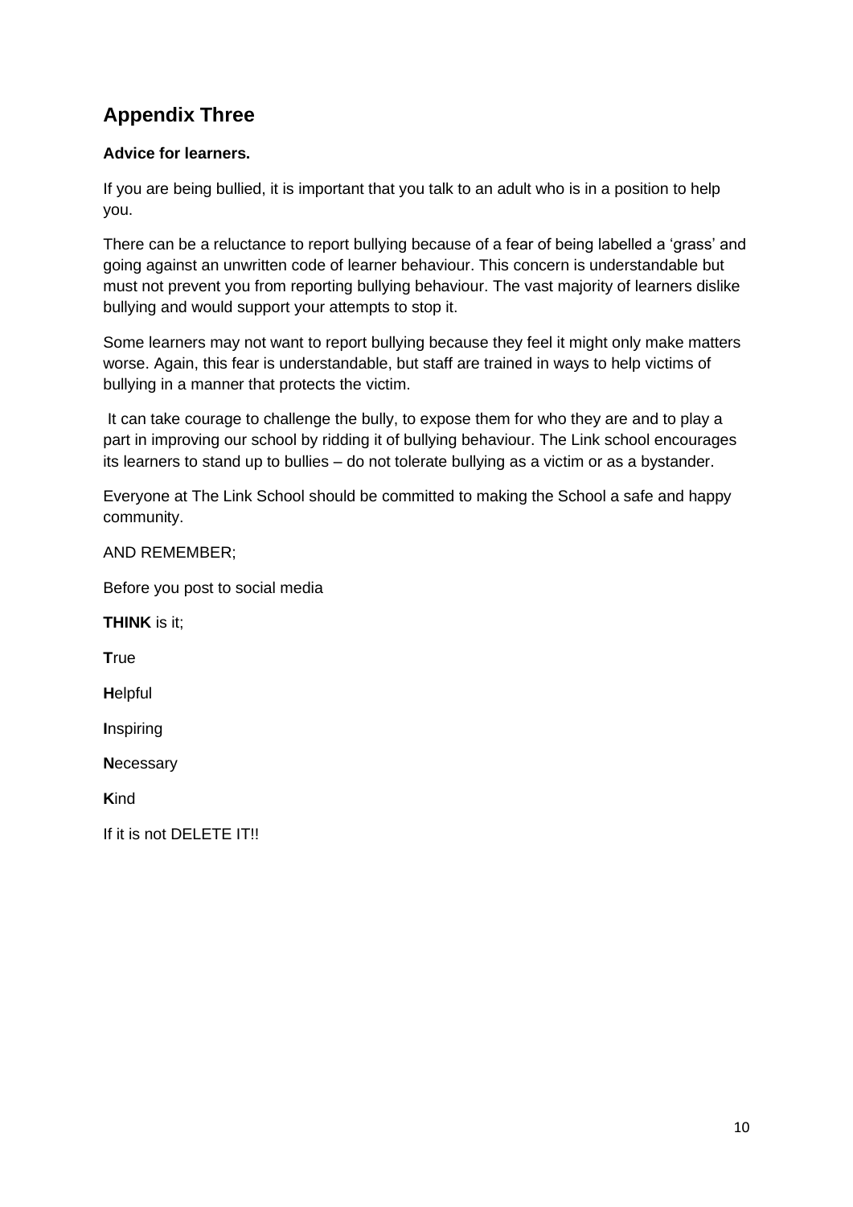## Appendix Three

**Advice for learners.**

If you are being bullied, it is important that you talk to an adult who is in a position to help you.

There can be a reluctance to report bullying because of a fear of being labelled a 'grass' and going against an unwritten code of learner behaviour. This concern is understandable but must not prevent you from reporting bullying behaviour. The vast majority of learners dislike bullying and would support your attempts to stop it.

Some learners may not want to report bullying because they feel it might only make matters worse. Again, this fear is understandable, but staff are trained in ways to help victims of bullying in a manner that protects the victim.

It can take courage to challenge the bully, to expose them for who they are and to play a part in improving our school by ridding it of bullying behaviour. The Link school encourages its learners to stand up to bullies – do not tolerate bullying as a victim or as a bystander.

Everyone at The Link School should be committed to making the School a safe and happy community.

AND REMEMBER;

Before you post to social media

**THINK** is it;

**T**rue

**H**elpful

**I**nspiring

**N**ecessary

**K**ind

If it is not DELETE IT!!